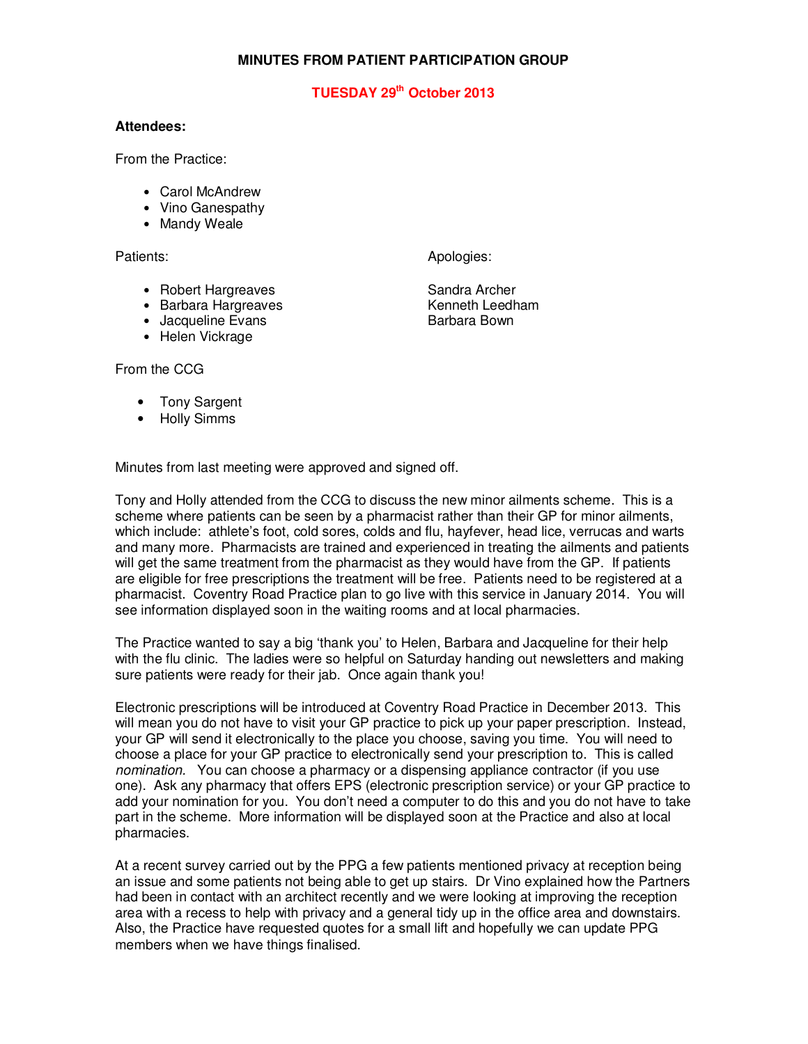# MINUTES FROM PATIENT PARTICIPATION GROUP

## TUESDAY 29th October 2013

**Attendees:**

From the Practice:

- Carol McAndrew
- Vino Ganespathy
- Mandy Weale

Patients:

- Robert Hargreaves
- Barbara Hargreaves
- Jacqueline Evans
- Helen Vickrage

Apologies:

Sandra Archer
Kenneth Leedham
Barbara Bown

From the CCG

- Tony Sargent
- Holly Simms

Minutes from last meeting were approved and signed off.

Tony and Holly attended from the CCG to discuss the new minor ailments scheme. This is a scheme where patients can be seen by a pharmacist rather than their GP for minor ailments, which include: athlete's foot, cold sores, colds and flu, hayfever, head lice, verrucas and warts and many more. Pharmacists are trained and experienced in treating the ailments and patients will get the same treatment from the pharmacist as they would have from the GP. If patients are eligible for free prescriptions the treatment will be free. Patients need to be registered at a pharmacist. Coventry Road Practice plan to go live with this service in January 2014. You will see information displayed soon in the waiting rooms and at local pharmacies.

The Practice wanted to say a big 'thank you' to Helen, Barbara and Jacqueline for their help with the flu clinic. The ladies were so helpful on Saturday handing out newsletters and making sure patients were ready for their jab. Once again thank you!

Electronic prescriptions will be introduced at Coventry Road Practice in December 2013. This will mean you do not have to visit your GP practice to pick up your paper prescription. Instead, your GP will send it electronically to the place you choose, saving you time. You will need to choose a place for your GP practice to electronically send your prescription to. This is called *nomination.* You can choose a pharmacy or a dispensing appliance contractor (if you use one). Ask any pharmacy that offers EPS (electronic prescription service) or your GP practice to add your nomination for you. You don't need a computer to do this and you do not have to take part in the scheme. More information will be displayed soon at the Practice and also at local pharmacies.

At a recent survey carried out by the PPG a few patients mentioned privacy at reception being an issue and some patients not being able to get up stairs. Dr Vino explained how the Partners had been in contact with an architect recently and we were looking at improving the reception area with a recess to help with privacy and a general tidy up in the office area and downstairs. Also, the Practice have requested quotes for a small lift and hopefully we can update PPG members when we have things finalised.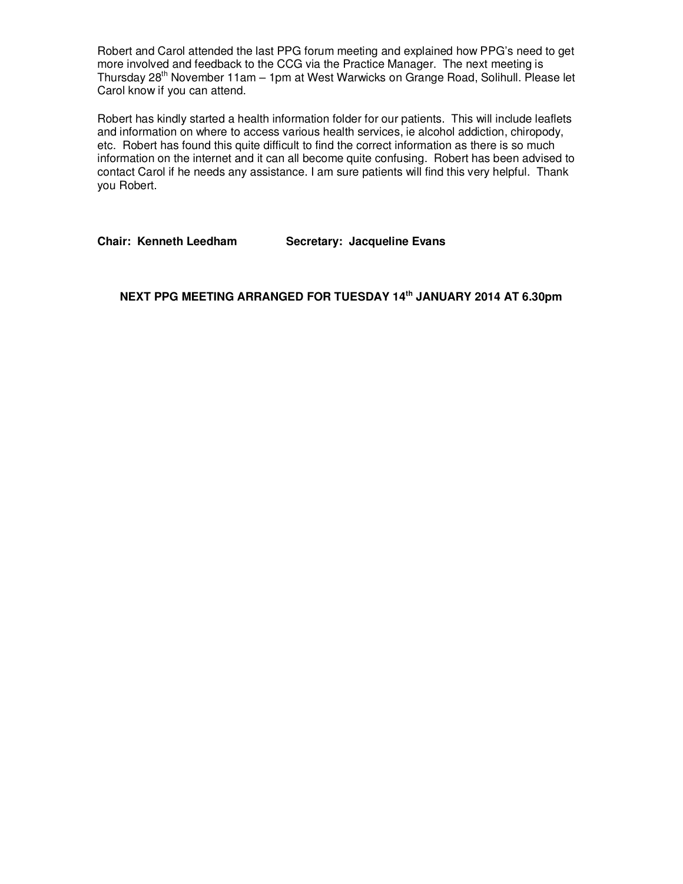Robert and Carol attended the last PPG forum meeting and explained how PPG's need to get more involved and feedback to the CCG via the Practice Manager. The next meeting is Thursday 28th November 11am – 1pm at West Warwicks on Grange Road, Solihull. Please let Carol know if you can attend.

Robert has kindly started a health information folder for our patients. This will include leaflets and information on where to access various health services, ie alcohol addiction, chiropody, etc. Robert has found this quite difficult to find the correct information as there is so much information on the internet and it can all become quite confusing. Robert has been advised to contact Carol if he needs any assistance. I am sure patients will find this very helpful. Thank you Robert.

**Chair: Kenneth Leedham** **Secretary: Jacqueline Evans**

**NEXT PPG MEETING ARRANGED FOR TUESDAY 14th JANUARY 2014 AT 6.30pm**